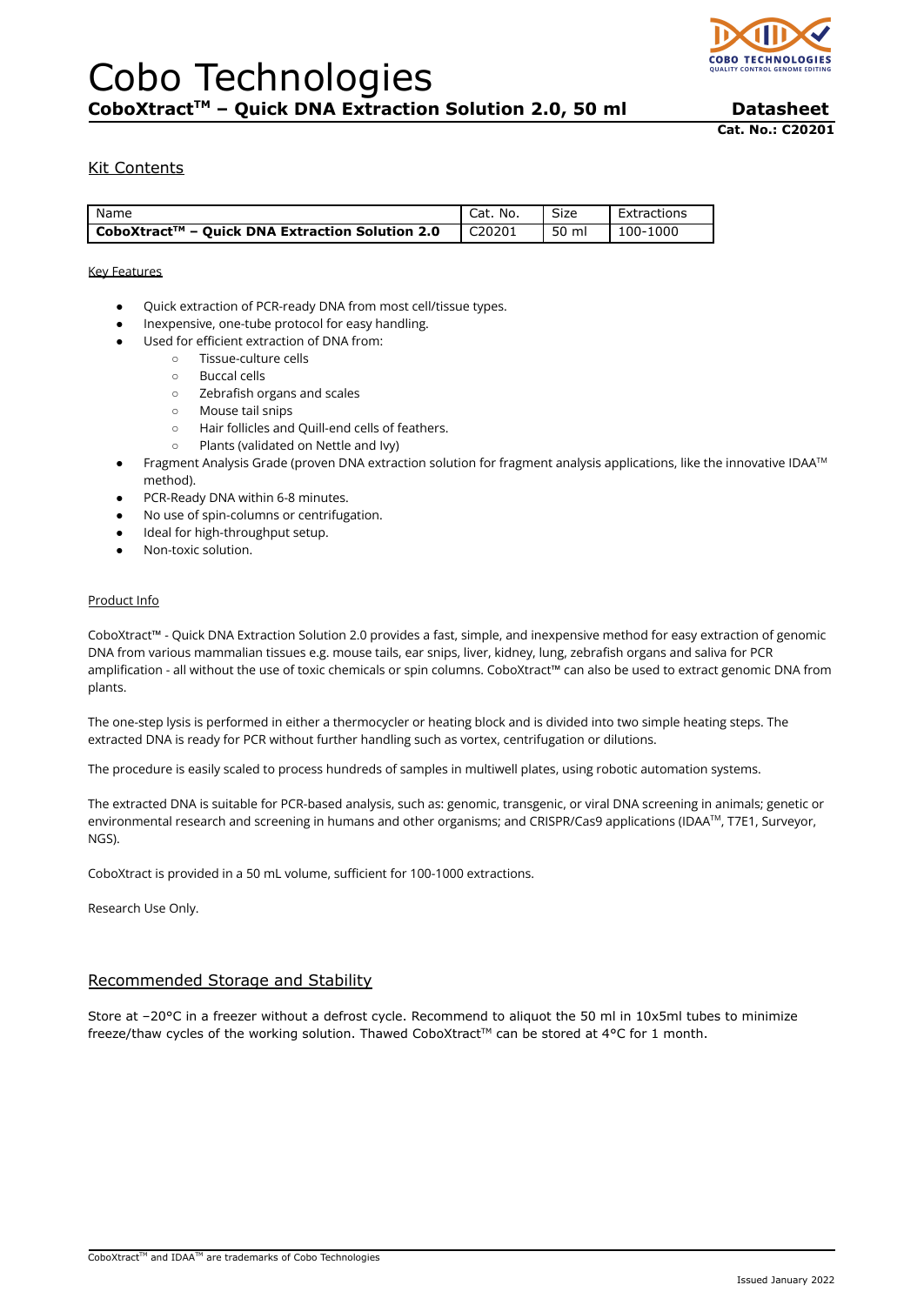# Cobo Technologies

**CoboXtract™ – Quick DNA Extraction Solution 2.0, 50 ml** **Datasheet**

**Cat. No.: C20201**

## Kit Contents

| Name | Cat. No. | Size | Extractions |
|---|---|---|---|
| **CoboXtract™ – Quick DNA Extraction Solution 2.0** | C20201 | 50 ml | 100-1000 |

### Key Features

- Quick extraction of PCR-ready DNA from most cell/tissue types.
- Inexpensive, one-tube protocol for easy handling.
- Used for efficient extraction of DNA from:
  - Tissue-culture cells
  - Buccal cells
  - Zebrafish organs and scales
  - Mouse tail snips
  - Hair follicles and Quill-end cells of feathers.
  - Plants (validated on Nettle and Ivy)
- Fragment Analysis Grade (proven DNA extraction solution for fragment analysis applications, like the innovative IDAA™ method).
- PCR-Ready DNA within 6-8 minutes.
- No use of spin-columns or centrifugation.
- Ideal for high-throughput setup.
- Non-toxic solution.

### Product Info

CoboXtract™ - Quick DNA Extraction Solution 2.0 provides a fast, simple, and inexpensive method for easy extraction of genomic DNA from various mammalian tissues e.g. mouse tails, ear snips, liver, kidney, lung, zebrafish organs and saliva for PCR amplification - all without the use of toxic chemicals or spin columns. CoboXtract™ can also be used to extract genomic DNA from plants.

The one-step lysis is performed in either a thermocycler or heating block and is divided into two simple heating steps. The extracted DNA is ready for PCR without further handling such as vortex, centrifugation or dilutions.

The procedure is easily scaled to process hundreds of samples in multiwell plates, using robotic automation systems.

The extracted DNA is suitable for PCR-based analysis, such as: genomic, transgenic, or viral DNA screening in animals; genetic or environmental research and screening in humans and other organisms; and CRISPR/Cas9 applications (IDAA™, T7E1, Surveyor, NGS).

CoboXtract is provided in a 50 mL volume, sufficient for 100-1000 extractions.

Research Use Only.

## Recommended Storage and Stability

Store at −20°C in a freezer without a defrost cycle. Recommend to aliquot the 50 ml in 10x5ml tubes to minimize freeze/thaw cycles of the working solution. Thawed CoboXtract™ can be stored at 4°C for 1 month.

CoboXtract™ and IDAA™ are trademarks of Cobo Technologies

Issued January 2022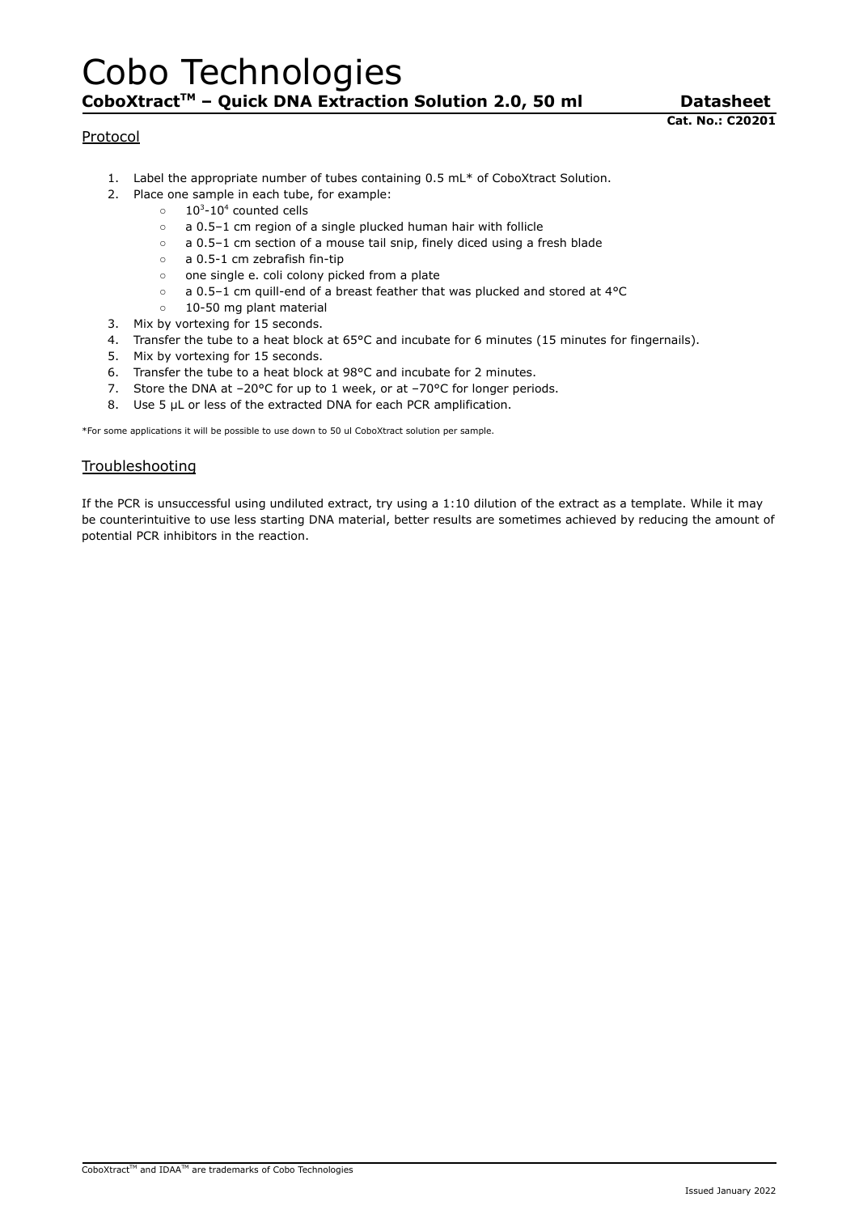## Protocol

1. Label the appropriate number of tubes containing 0.5 mL* of CoboXtract Solution.
2. Place one sample in each tube, for example:
   - $10^3$-$10^4$ counted cells
   - a 0.5–1 cm region of a single plucked human hair with follicle
   - a 0.5–1 cm section of a mouse tail snip, finely diced using a fresh blade
   - a 0.5-1 cm zebrafish fin-tip
   - one single e. coli colony picked from a plate
   - a 0.5–1 cm quill-end of a breast feather that was plucked and stored at 4°C
   - 10-50 mg plant material
3. Mix by vortexing for 15 seconds.
4. Transfer the tube to a heat block at 65°C and incubate for 6 minutes (15 minutes for fingernails).
5. Mix by vortexing for 15 seconds.
6. Transfer the tube to a heat block at 98°C and incubate for 2 minutes.
7. Store the DNA at –20°C for up to 1 week, or at –70°C for longer periods.
8. Use 5 µL or less of the extracted DNA for each PCR amplification.

*For some applications it will be possible to use down to 50 ul CoboXtract solution per sample.

## Troubleshooting

If the PCR is unsuccessful using undiluted extract, try using a 1:10 dilution of the extract as a template. While it may be counterintuitive to use less starting DNA material, better results are sometimes achieved by reducing the amount of potential PCR inhibitors in the reaction.

CoboXtract™ and IDAA™ are trademarks of Cobo Technologies

Issued January 2022